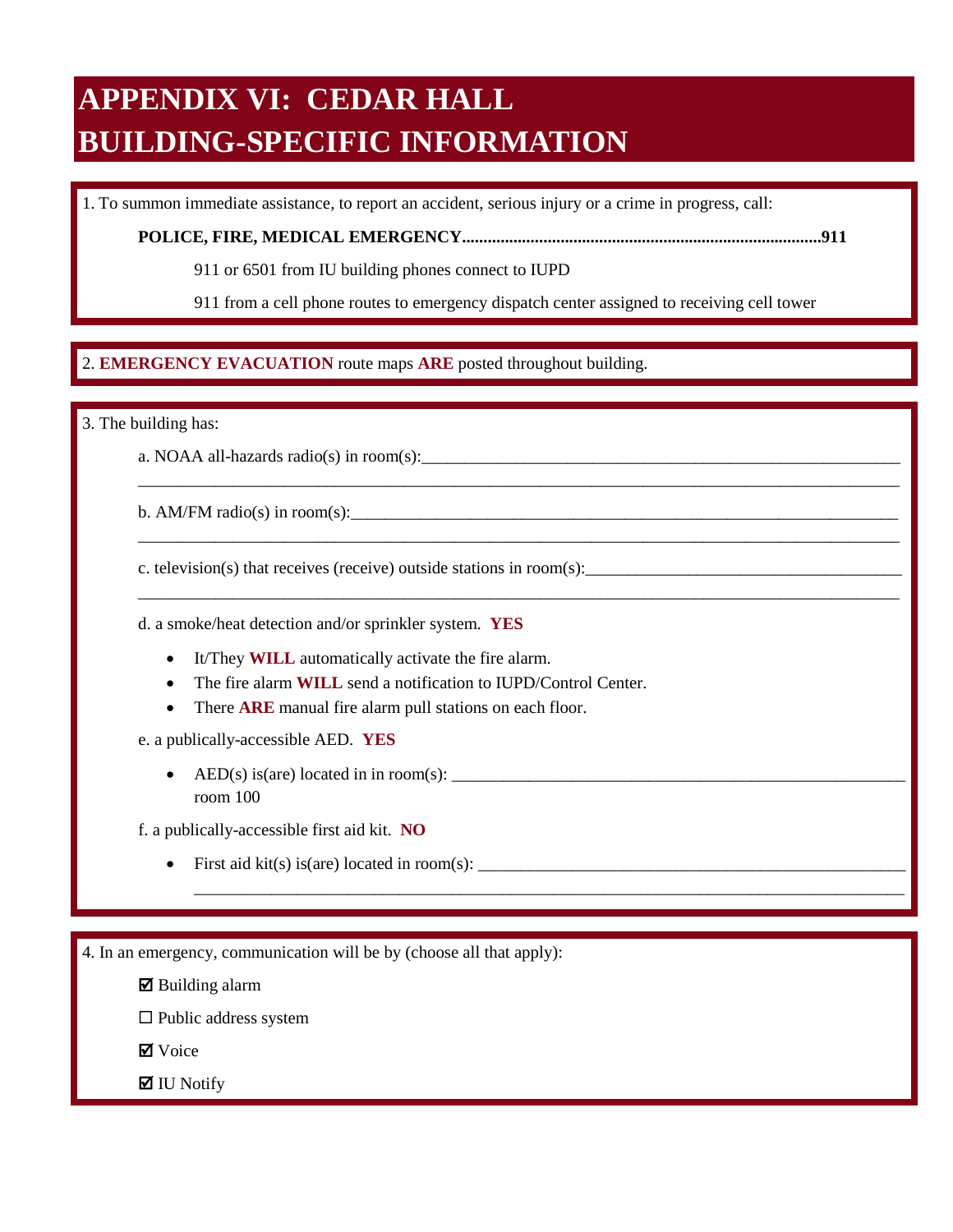# APPENDIX VI: CEDAR HALL BUILDING-SPECIFIC INFORMATION

1. To summon immediate assistance, to report an accident, serious injury or a crime in progress, call:

**POLICE, FIRE, MEDICAL EMERGENCY....................................................................................911**

911 or 6501 from IU building phones connect to IUPD

911 from a cell phone routes to emergency dispatch center assigned to receiving cell tower

2. **EMERGENCY EVACUATION** route maps **ARE** posted throughout building.

3. The building has:

a. NOAA all-hazards radio(s) in room(s):____________________________________________________________

__________________________________________________________________________________________

b. AM/FM radio(s) in room(s):_____________________________________________________________________

__________________________________________________________________________________________

c. television(s) that receives (receive) outside stations in room(s):_______________________________________

__________________________________________________________________________________________

d. a smoke/heat detection and/or sprinkler system. **YES**

- It/They **WILL** automatically activate the fire alarm.
- The fire alarm **WILL** send a notification to IUPD/Control Center.
- There **ARE** manual fire alarm pull stations on each floor.

e. a publically-accessible AED. **YES**

- AED(s) is(are) located in in room(s): ______________________________________________________ room 100

f. a publically-accessible first aid kit. **NO**

- First aid kit(s) is(are) located in room(s): ___________________________________________________

  ______________________________________________________________________________________

4. In an emergency, communication will be by (choose all that apply):

☑ Building alarm

☐ Public address system

☑ Voice

☑ IU Notify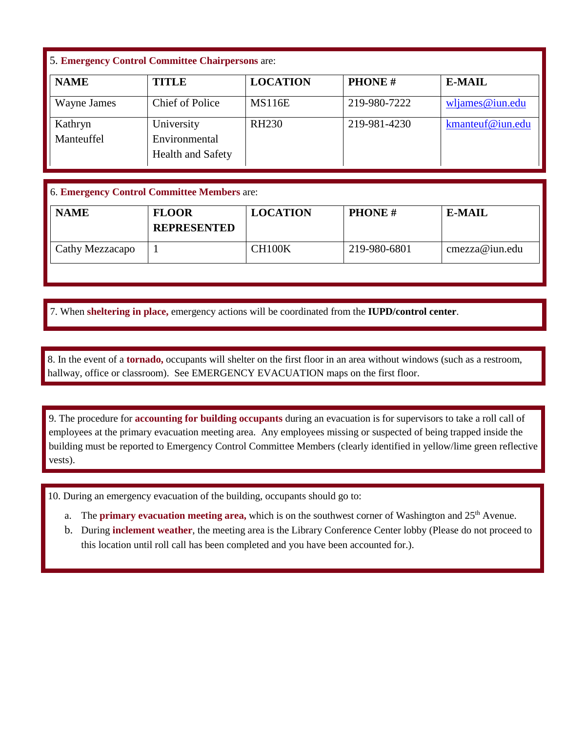5. **Emergency Control Committee Chairpersons** are:

| NAME | TITLE | LOCATION | PHONE # | E-MAIL |
|---|---|---|---|---|
| Wayne James | Chief of Police | MS116E | 219-980-7222 | wljames@iun.edu |
| Kathryn Manteuffel | University Environmental Health and Safety | RH230 | 219-981-4230 | kmanteuf@iun.edu |

6. **Emergency Control Committee Members** are:

| NAME | FLOOR REPRESENTED | LOCATION | PHONE # | E-MAIL |
|---|---|---|---|---|
| Cathy Mezzacapo | 1 | CH100K | 219-980-6801 | cmezza@iun.edu |

7. When **sheltering in place,** emergency actions will be coordinated from the **IUPD/control center**.

8. In the event of a **tornado,** occupants will shelter on the first floor in an area without windows (such as a restroom, hallway, office or classroom). See EMERGENCY EVACUATION maps on the first floor.

9. The procedure for **accounting for building occupants** during an evacuation is for supervisors to take a roll call of employees at the primary evacuation meeting area. Any employees missing or suspected of being trapped inside the building must be reported to Emergency Control Committee Members (clearly identified in yellow/lime green reflective vests).

10. During an emergency evacuation of the building, occupants should go to:

a. The **primary evacuation meeting area,** which is on the southwest corner of Washington and 25th Avenue.
b. During **inclement weather**, the meeting area is the Library Conference Center lobby (Please do not proceed to this location until roll call has been completed and you have been accounted for.).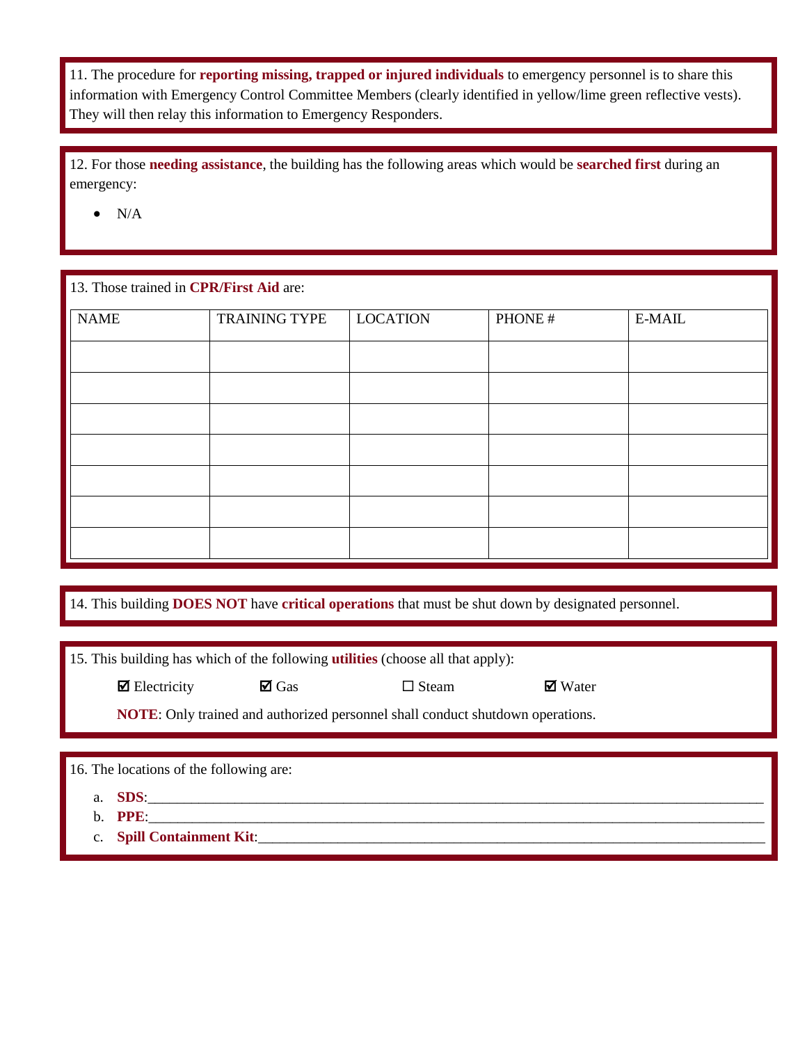11. The procedure for **reporting missing, trapped or injured individuals** to emergency personnel is to share this information with Emergency Control Committee Members (clearly identified in yellow/lime green reflective vests). They will then relay this information to Emergency Responders.

12. For those **needing assistance**, the building has the following areas which would be **searched first** during an emergency:

- N/A

13. Those trained in **CPR/First Aid** are:

| NAME | TRAINING TYPE | LOCATION | PHONE # | E-MAIL |
|---|---|---|---|---|
| | | | | |
| | | | | |
| | | | | |
| | | | | |
| | | | | |
| | | | | |
| | | | | |

14. This building **DOES NOT** have **critical operations** that must be shut down by designated personnel.

15. This building has which of the following **utilities** (choose all that apply):

☑ Electricity ☑ Gas ☐ Steam ☑ Water

**NOTE**: Only trained and authorized personnel shall conduct shutdown operations.

16. The locations of the following are:

a. **SDS**:\_\_\_\_\_\_\_\_\_\_\_\_\_\_\_\_\_\_\_\_\_\_\_\_\_\_\_\_\_\_\_\_\_\_\_\_\_\_\_\_
b. **PPE**:\_\_\_\_\_\_\_\_\_\_\_\_\_\_\_\_\_\_\_\_\_\_\_\_\_\_\_\_\_\_\_\_\_\_\_\_\_\_\_\_
c. **Spill Containment Kit**:\_\_\_\_\_\_\_\_\_\_\_\_\_\_\_\_\_\_\_\_\_\_\_\_\_\_\_\_\_\_\_\_\_\_\_\_\_\_\_\_